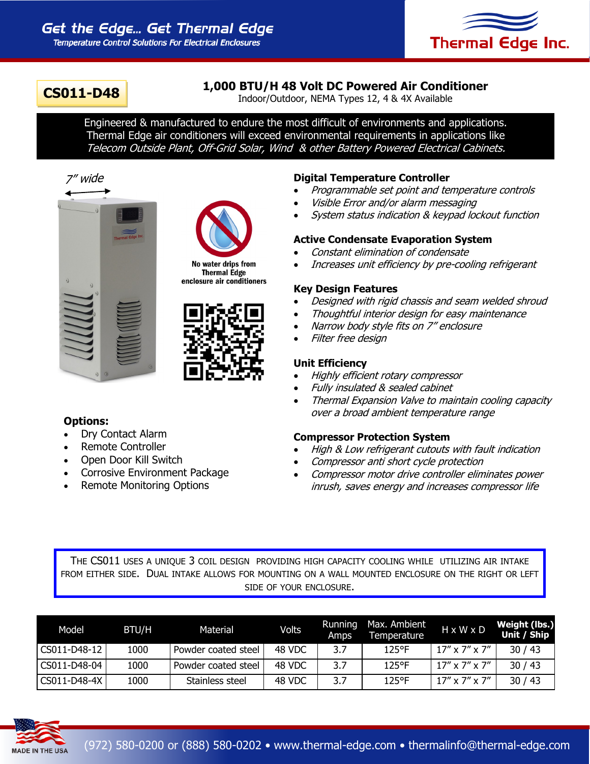Get the Edge... Get Thermal Edge

Temperature Control Solutions For Electrical Enclosures

Thermal Edge Inc.

# CS011-D48

## 1,000 BTU/H 48 Volt DC Powered Air Conditioner

Indoor/Outdoor, NEMA Types 12, 4 & 4X Available

Engineered & manufactured to endure the most difficult of environments and applications. Thermal Edge air conditioners will exceed environmental requirements in applications like *Telecom Outside Plant, Off-Grid Solar, Wind & other Battery Powered Electrical Cabinets.*

*7" wide*

No water drips from Thermal Edge enclosure air conditioners

### Digital Temperature Controller

- *Programmable set point and temperature controls*
- *Visible Error and/or alarm messaging*
- *System status indication & keypad lockout function*

### Active Condensate Evaporation System

- *Constant elimination of condensate*
- *Increases unit efficiency by pre-cooling refrigerant*

### Key Design Features

- *Designed with rigid chassis and seam welded shroud*
- *Thoughtful interior design for easy maintenance*
- *Narrow body style fits on 7" enclosure*
- *Filter free design*

### Unit Efficiency

- *Highly efficient rotary compressor*
- *Fully insulated & sealed cabinet*
- *Thermal Expansion Valve to maintain cooling capacity over a broad ambient temperature range*

### Compressor Protection System

- *High & Low refrigerant cutouts with fault indication*
- *Compressor anti short cycle protection*
- *Compressor motor drive controller eliminates power inrush, saves energy and increases compressor life*

### Options:

- Dry Contact Alarm
- Remote Controller
- Open Door Kill Switch
- Corrosive Environment Package
- Remote Monitoring Options

THE CS011 USES A UNIQUE 3 COIL DESIGN PROVIDING HIGH CAPACITY COOLING WHILE UTILIZING AIR INTAKE FROM EITHER SIDE. DUAL INTAKE ALLOWS FOR MOUNTING ON A WALL MOUNTED ENCLOSURE ON THE RIGHT OR LEFT SIDE OF YOUR ENCLOSURE.

| Model | BTU/H | Material | Volts | Running Amps | Max. Ambient Temperature | H x W x D | Weight (lbs.) Unit / Ship |
|---|---|---|---|---|---|---|---|
| CS011-D48-12 | 1000 | Powder coated steel | 48 VDC | 3.7 | 125°F | 17" x 7" x 7" | 30 / 43 |
| CS011-D48-04 | 1000 | Powder coated steel | 48 VDC | 3.7 | 125°F | 17" x 7" x 7" | 30 / 43 |
| CS011-D48-4X | 1000 | Stainless steel | 48 VDC | 3.7 | 125°F | 17" x 7" x 7" | 30 / 43 |

MADE IN THE USA

(972) 580-0200 or (888) 580-0202 • www.thermal-edge.com • thermalinfo@thermal-edge.com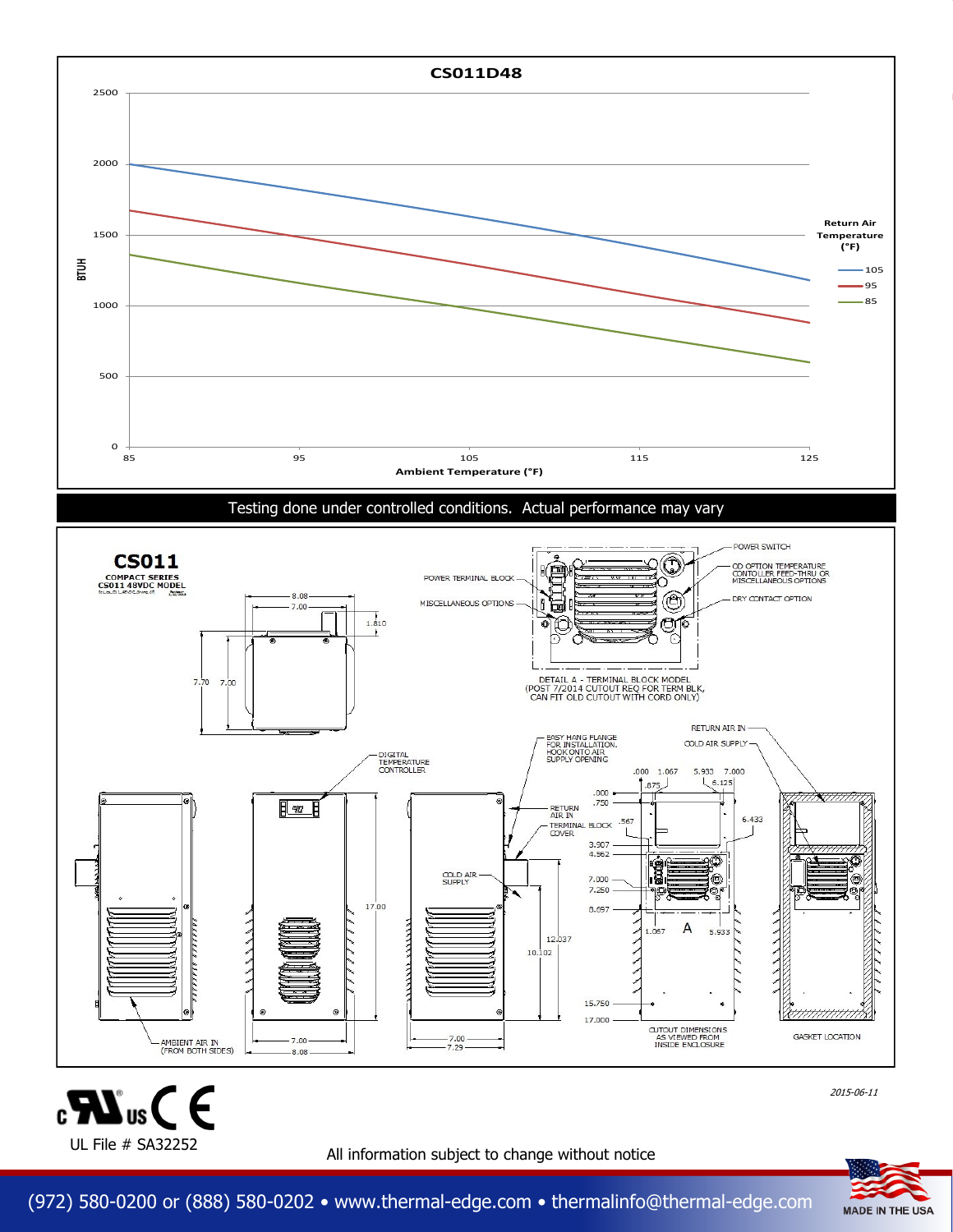## CS011D48

2500
2000
1500
1000
500
0

BTUH

85
95
105
115
125

Ambient Temperature (°F)

Return Air Temperature (°F)
105
95
85

**Testing done under controlled conditions. Actual performance may vary**

## CS011

**COMPACT SERIES**
**CS011 48VDC MODEL**

8.08
7.00
1.810
7.70
7.00

POWER TERMINAL BLOCK
MISCELLANEOUS OPTIONS
POWER SWITCH
OD OPTION TEMPERATURE CONTOLLER FEED-THRU OR MISCELLANEOUS OPTIONS
DRY CONTACT OPTION

DETAIL A - TERMINAL BLOCK MODEL
(POST 7/2014 CUTOUT REQ FOR TERM BLK, CAN FIT OLD CUTOUT WITH CORD ONLY)

DIGITAL TEMPERATURE CONTROLLER
EASY HANG FLANGE FOR INSTALLATION. HOOK ONTO AIR SUPPLY OPENING
RETURN AIR IN
COLD AIR SUPPLY
RETURN AIR IN
TERMINAL BLOCK COVER
COLD AIR SUPPLY

17.00
12.037
10.102

.000 1.067 5.933 7.000
.875 6.125
.000
.750
.567
6.433
3.307
4.562
7.000
7.250
8.697
1.067
A
5.933
15.750
17.000

AMBIENT AIR IN (FROM BOTH SIDES)
7.00
8.08
7.00
7.29

CUTOUT DIMENSIONS AS VIEWED FROM INSIDE ENCLOSURE

GASKET LOCATION

*2015-06-11*

UL File # SA32252

All information subject to change without notice

(972) 580-0200 or (888) 580-0202 • www.thermal-edge.com • thermalinfo@thermal-edge.com

MADE IN THE USA